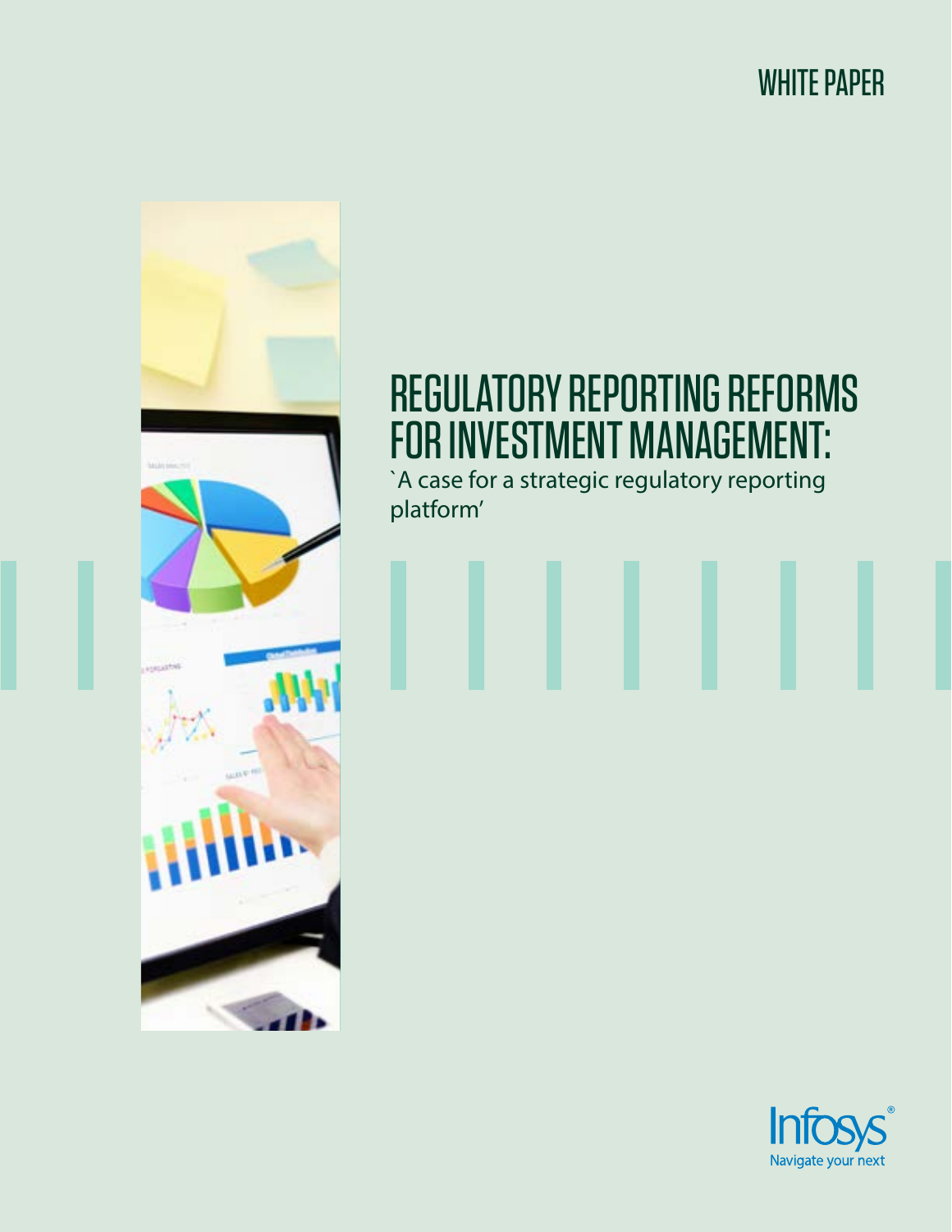WHITE PAPER

# REGULATORY REPORTING REFORMS FOR INVESTMENT MANAGEMENT:

`A case for a strategic regulatory reporting platform'

Infosys®
Navigate your next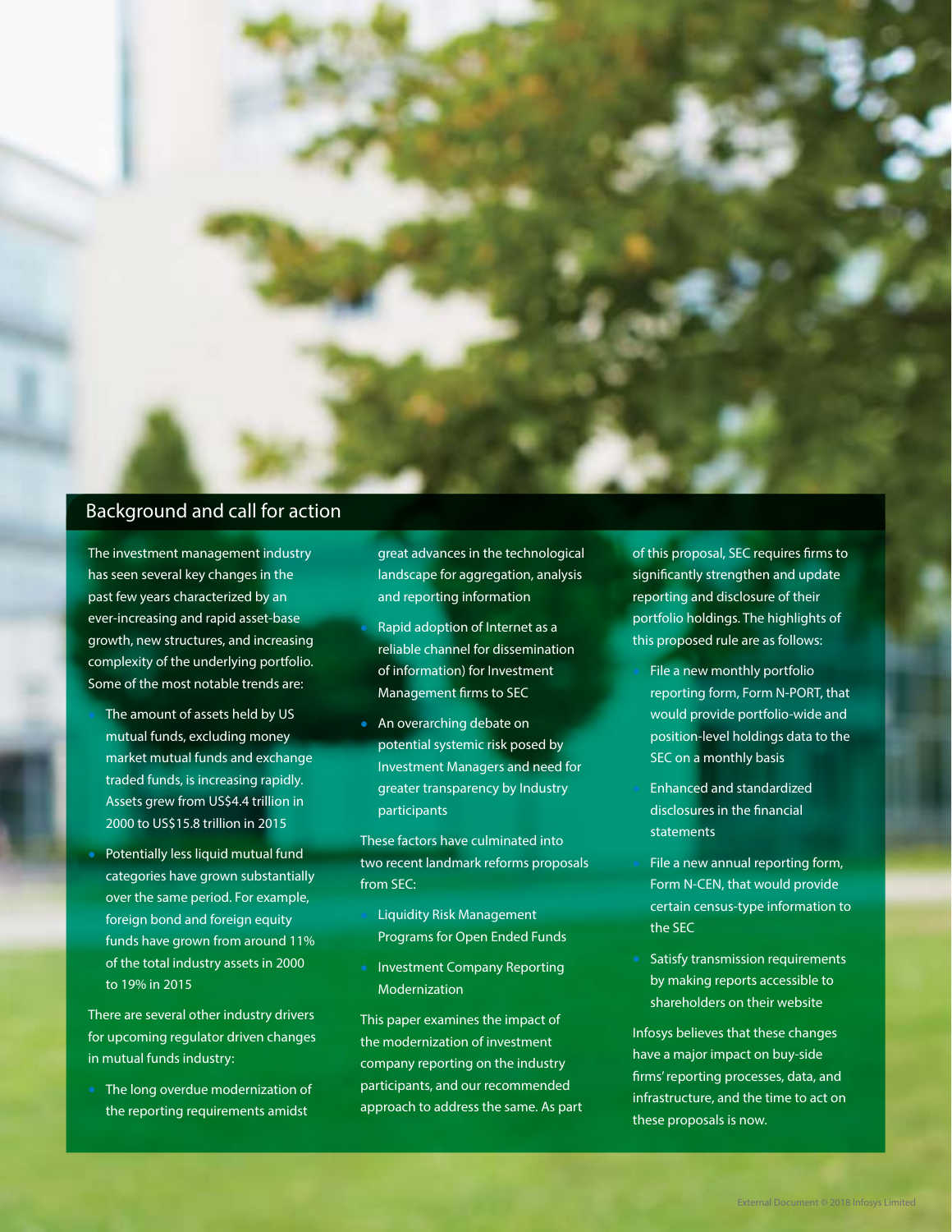## Background and call for action

The investment management industry has seen several key changes in the past few years characterized by an ever-increasing and rapid asset-base growth, new structures, and increasing complexity of the underlying portfolio. Some of the most notable trends are:

- The amount of assets held by US mutual funds, excluding money market mutual funds and exchange traded funds, is increasing rapidly. Assets grew from US$4.4 trillion in 2000 to US$15.8 trillion in 2015
- Potentially less liquid mutual fund categories have grown substantially over the same period. For example, foreign bond and foreign equity funds have grown from around 11% of the total industry assets in 2000 to 19% in 2015

There are several other industry drivers for upcoming regulator driven changes in mutual funds industry:

- The long overdue modernization of the reporting requirements amidst great advances in the technological landscape for aggregation, analysis and reporting information
- Rapid adoption of Internet as a reliable channel for dissemination of information) for Investment Management firms to SEC
- An overarching debate on potential systemic risk posed by Investment Managers and need for greater transparency by Industry participants

These factors have culminated into two recent landmark reforms proposals from SEC:

- Liquidity Risk Management Programs for Open Ended Funds
- Investment Company Reporting Modernization

This paper examines the impact of the modernization of investment company reporting on the industry participants, and our recommended approach to address the same. As part of this proposal, SEC requires firms to significantly strengthen and update reporting and disclosure of their portfolio holdings. The highlights of this proposed rule are as follows:

- File a new monthly portfolio reporting form, Form N-PORT, that would provide portfolio-wide and position-level holdings data to the SEC on a monthly basis
- Enhanced and standardized disclosures in the financial statements
- File a new annual reporting form, Form N-CEN, that would provide certain census-type information to the SEC
- Satisfy transmission requirements by making reports accessible to shareholders on their website

Infosys believes that these changes have a major impact on buy-side firms' reporting processes, data, and infrastructure, and the time to act on these proposals is now.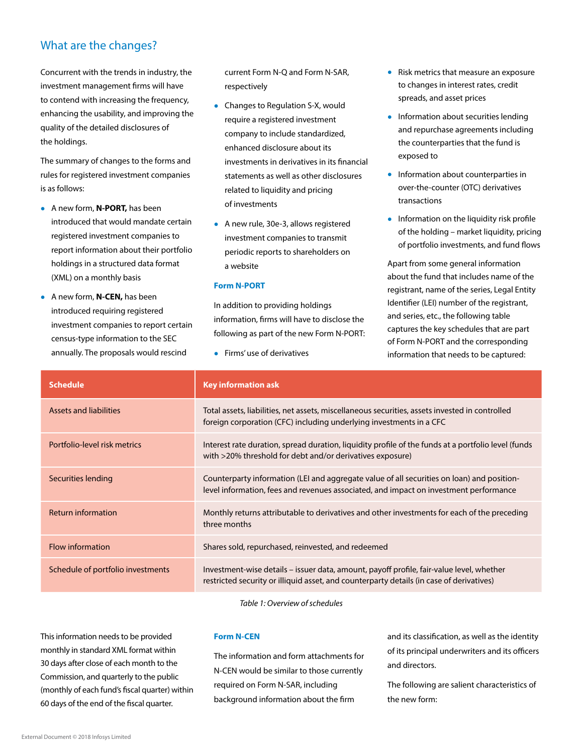## What are the changes?

Concurrent with the trends in industry, the investment management firms will have to contend with increasing the frequency, enhancing the usability, and improving the quality of the detailed disclosures of the holdings.

The summary of changes to the forms and rules for registered investment companies is as follows:

- A new form, **N-PORT,** has been introduced that would mandate certain registered investment companies to report information about their portfolio holdings in a structured data format (XML) on a monthly basis
- A new form, **N-CEN,** has been introduced requiring registered investment companies to report certain census-type information to the SEC annually. The proposals would rescind current Form N-Q and Form N-SAR, respectively
- Changes to Regulation S-X, would require a registered investment company to include standardized, enhanced disclosure about its investments in derivatives in its financial statements as well as other disclosures related to liquidity and pricing of investments
- A new rule, 30e-3, allows registered investment companies to transmit periodic reports to shareholders on a website

### Form N-PORT

In addition to providing holdings information, firms will have to disclose the following as part of the new Form N-PORT:

- Firms' use of derivatives
- Risk metrics that measure an exposure to changes in interest rates, credit spreads, and asset prices
- Information about securities lending and repurchase agreements including the counterparties that the fund is exposed to
- Information about counterparties in over-the-counter (OTC) derivatives transactions
- Information on the liquidity risk profile of the holding – market liquidity, pricing of portfolio investments, and fund flows

Apart from some general information about the fund that includes name of the registrant, name of the series, Legal Entity Identifier (LEI) number of the registrant, and series, etc., the following table captures the key schedules that are part of Form N-PORT and the corresponding information that needs to be captured:

| Schedule | Key information ask |
|---|---|
| Assets and liabilities | Total assets, liabilities, net assets, miscellaneous securities, assets invested in controlled foreign corporation (CFC) including underlying investments in a CFC |
| Portfolio-level risk metrics | Interest rate duration, spread duration, liquidity profile of the funds at a portfolio level (funds with >20% threshold for debt and/or derivatives exposure) |
| Securities lending | Counterparty information (LEI and aggregate value of all securities on loan) and position-level information, fees and revenues associated, and impact on investment performance |
| Return information | Monthly returns attributable to derivatives and other investments for each of the preceding three months |
| Flow information | Shares sold, repurchased, reinvested, and redeemed |
| Schedule of portfolio investments | Investment-wise details – issuer data, amount, payoff profile, fair-value level, whether restricted security or illiquid asset, and counterparty details (in case of derivatives) |

*Table 1: Overview of schedules*

This information needs to be provided monthly in standard XML format within 30 days after close of each month to the Commission, and quarterly to the public (monthly of each fund's fiscal quarter) within 60 days of the end of the fiscal quarter.

### Form N-CEN

The information and form attachments for N-CEN would be similar to those currently required on Form N-SAR, including background information about the firm and its classification, as well as the identity of its principal underwriters and its officers and directors.

The following are salient characteristics of the new form: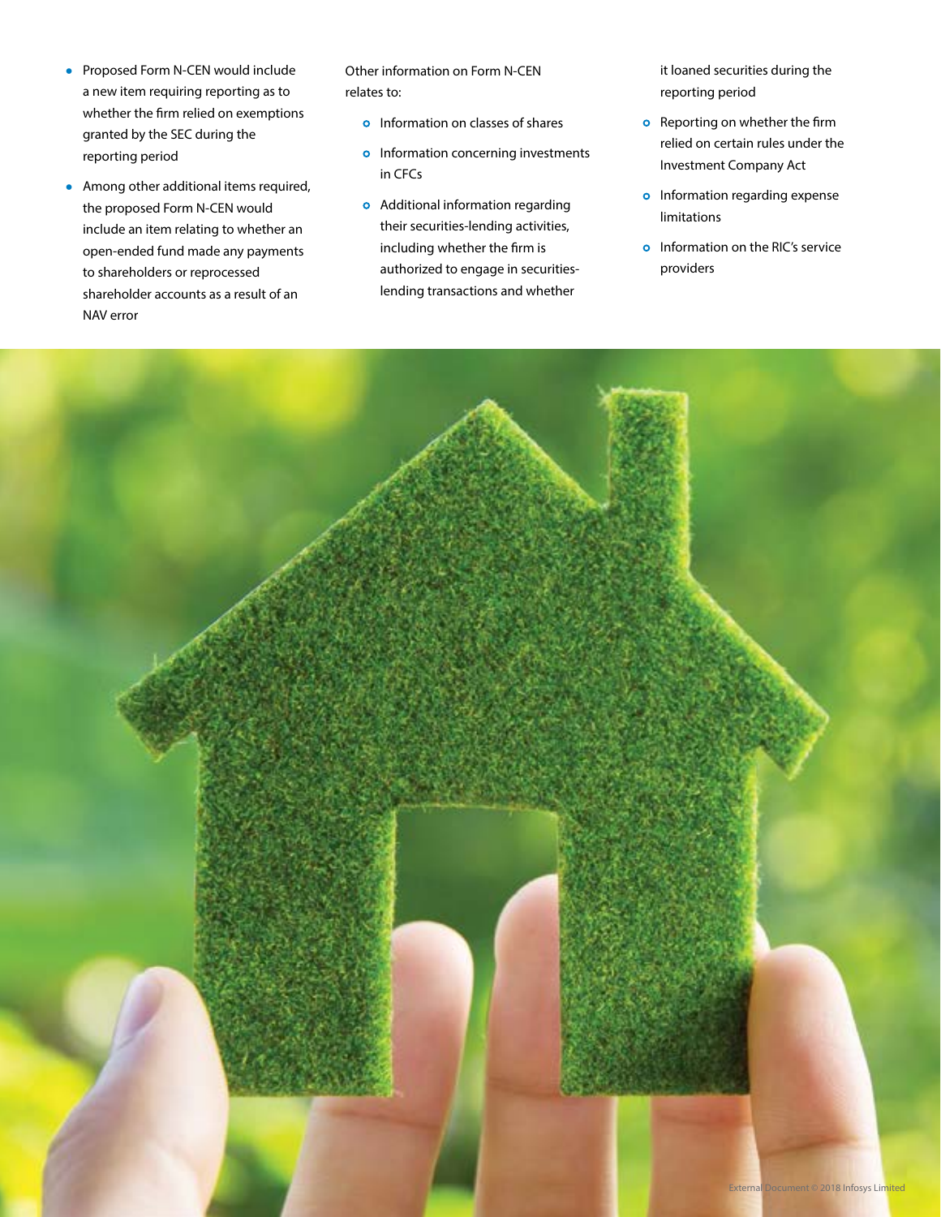- Proposed Form N-CEN would include a new item requiring reporting as to whether the firm relied on exemptions granted by the SEC during the reporting period
- Among other additional items required, the proposed Form N-CEN would include an item relating to whether an open-ended fund made any payments to shareholders or reprocessed shareholder accounts as a result of an NAV error

Other information on Form N-CEN relates to:

- Information on classes of shares
- Information concerning investments in CFCs
- Additional information regarding their securities-lending activities, including whether the firm is authorized to engage in securities-lending transactions and whether it loaned securities during the reporting period
- Reporting on whether the firm relied on certain rules under the Investment Company Act
- Information regarding expense limitations
- Information on the RIC's service providers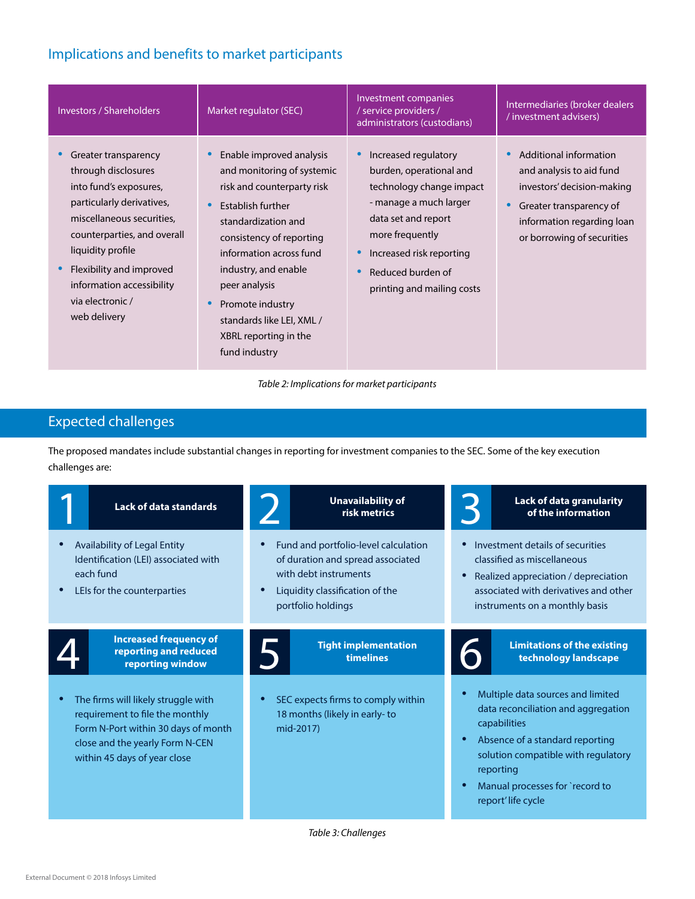## Implications and benefits to market participants

| Investors / Shareholders | Market regulator (SEC) | Investment companies / service providers / administrators (custodians) | Intermediaries (broker dealers / investment advisers) |
|---|---|---|---|
| • Greater transparency through disclosures into fund's exposures, particularly derivatives, miscellaneous securities, counterparties, and overall liquidity profile<br>• Flexibility and improved information accessibility via electronic / web delivery | • Enable improved analysis and monitoring of systemic risk and counterparty risk<br>• Establish further standardization and consistency of reporting information across fund industry, and enable peer analysis<br>• Promote industry standards like LEI, XML / XBRL reporting in the fund industry | • Increased regulatory burden, operational and technology change impact - manage a much larger data set and report more frequently<br>• Increased risk reporting<br>• Reduced burden of printing and mailing costs | • Additional information and analysis to aid fund investors' decision-making<br>• Greater transparency of information regarding loan or borrowing of securities |

*Table 2: Implications for market participants*

## Expected challenges

The proposed mandates include substantial changes in reporting for investment companies to the SEC. Some of the key execution challenges are:

### 1 Lack of data standards

- Availability of Legal Entity Identification (LEI) associated with each fund
- LEIs for the counterparties

### 2 Unavailability of risk metrics

- Fund and portfolio-level calculation of duration and spread associated with debt instruments
- Liquidity classification of the portfolio holdings

### 3 Lack of data granularity of the information

- Investment details of securities classified as miscellaneous
- Realized appreciation / depreciation associated with derivatives and other instruments on a monthly basis

### 4 Increased frequency of reporting and reduced reporting window

- The firms will likely struggle with requirement to file the monthly Form N-Port within 30 days of month close and the yearly Form N-CEN within 45 days of year close

### 5 Tight implementation timelines

- SEC expects firms to comply within 18 months (likely in early- to mid-2017)

### 6 Limitations of the existing technology landscape

- Multiple data sources and limited data reconciliation and aggregation capabilities
- Absence of a standard reporting solution compatible with regulatory reporting
- Manual processes for `record to report' life cycle

*Table 3: Challenges*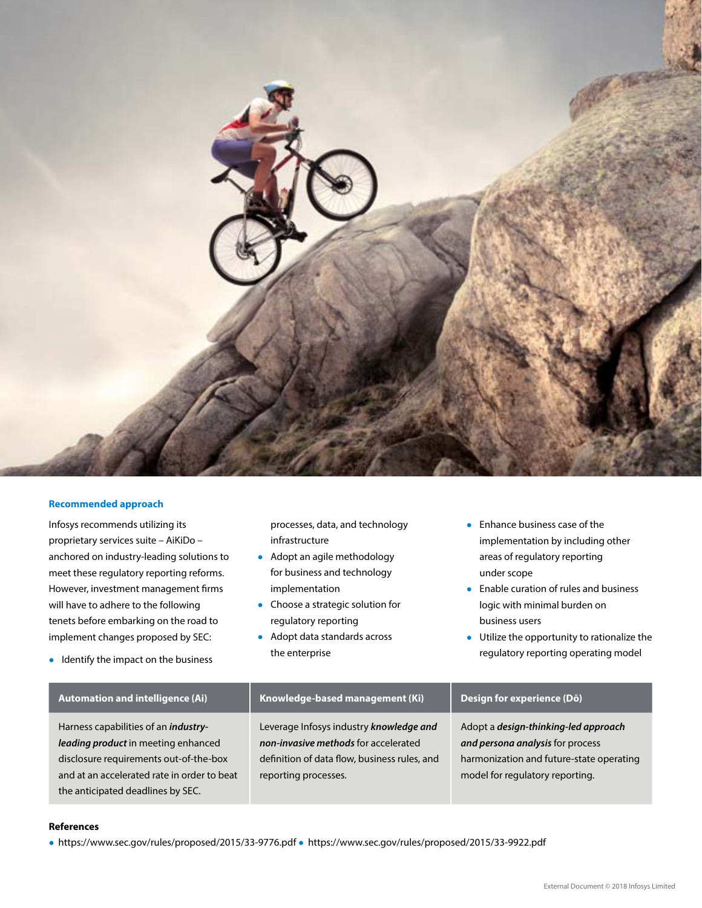## Recommended approach

Infosys recommends utilizing its proprietary services suite – AiKiDo – anchored on industry-leading solutions to meet these regulatory reporting reforms. However, investment management firms will have to adhere to the following tenets before embarking on the road to implement changes proposed by SEC:

- Identify the impact on the business processes, data, and technology infrastructure
- Adopt an agile methodology for business and technology implementation
- Choose a strategic solution for regulatory reporting
- Adopt data standards across the enterprise
- Enhance business case of the implementation by including other areas of regulatory reporting under scope
- Enable curation of rules and business logic with minimal burden on business users
- Utilize the opportunity to rationalize the regulatory reporting operating model

| Automation and intelligence (Ai) | Knowledge-based management (Ki) | Design for experience (Dō) |
|---|---|---|
| Harness capabilities of an ***industry-leading product*** in meeting enhanced disclosure requirements out-of-the-box and at an accelerated rate in order to beat the anticipated deadlines by SEC. | Leverage Infosys industry ***knowledge and non-invasive methods*** for accelerated definition of data flow, business rules, and reporting processes. | Adopt a ***design-thinking-led approach and persona analysis*** for process harmonization and future-state operating model for regulatory reporting. |

**References**

- https://www.sec.gov/rules/proposed/2015/33-9776.pdf
- https://www.sec.gov/rules/proposed/2015/33-9922.pdf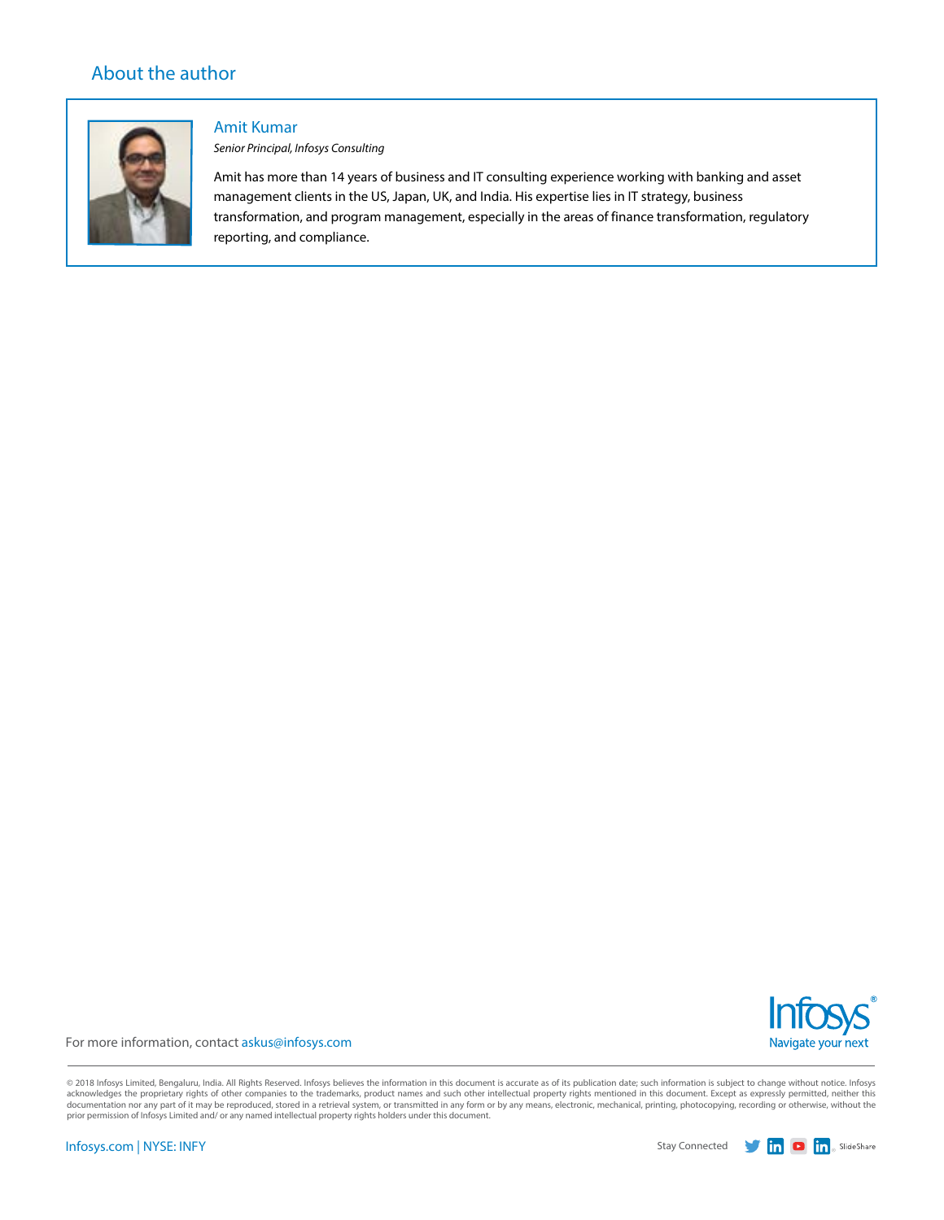## About the author

### Amit Kumar

*Senior Principal, Infosys Consulting*

Amit has more than 14 years of business and IT consulting experience working with banking and asset management clients in the US, Japan, UK, and India. His expertise lies in IT strategy, business transformation, and program management, especially in the areas of finance transformation, regulatory reporting, and compliance.

For more information, contact askus@infosys.com

Infosys® Navigate your next

© 2018 Infosys Limited, Bengaluru, India. All Rights Reserved. Infosys believes the information in this document is accurate as of its publication date; such information is subject to change without notice. Infosys acknowledges the proprietary rights of other companies to the trademarks, product names and such other intellectual property rights mentioned in this document. Except as expressly permitted, neither this documentation nor any part of it may be reproduced, stored in a retrieval system, or transmitted in any form or by any means, electronic, mechanical, printing, photocopying, recording or otherwise, without the prior permission of Infosys Limited and/ or any named intellectual property rights holders under this document.

Infosys.com | NYSE: INFY

Stay Connected SlideShare